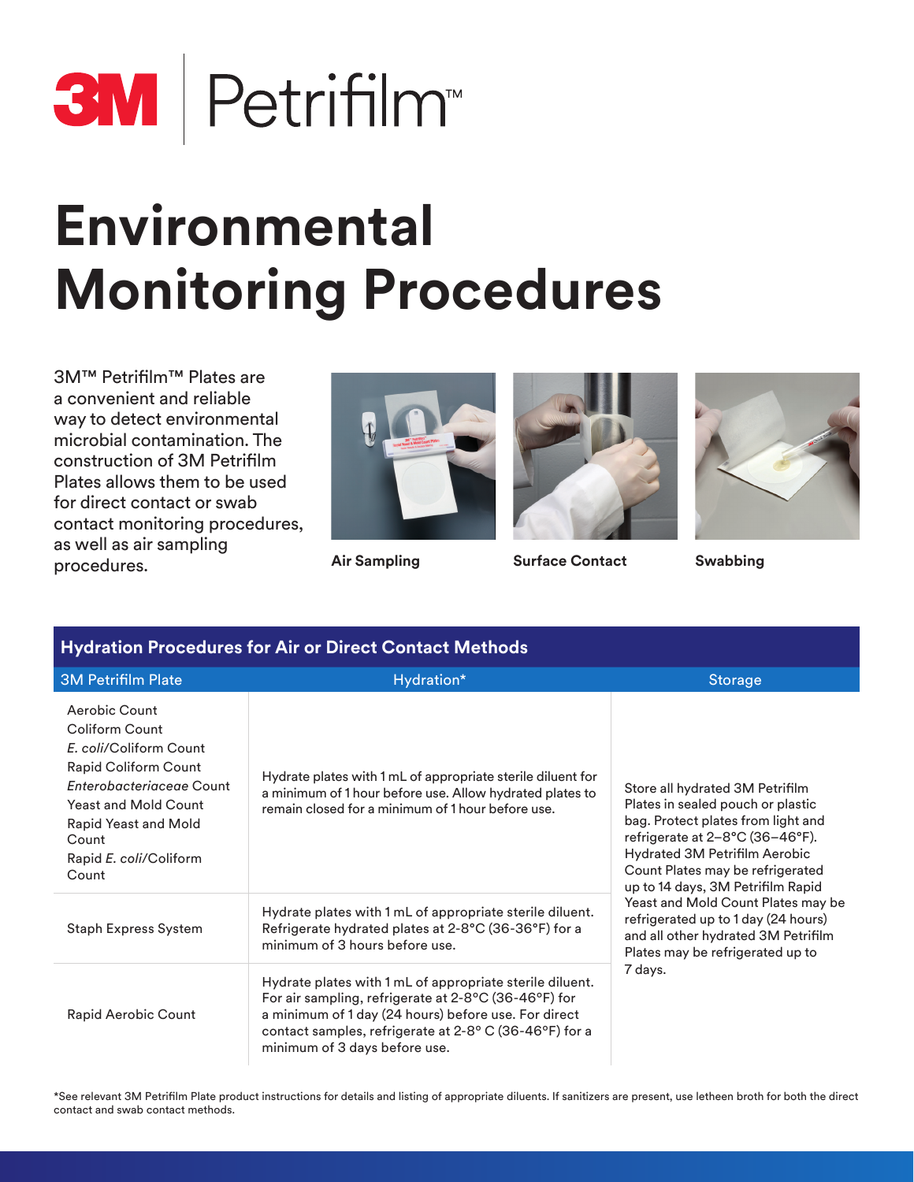# 3M Petrifilm™

# Environmental Monitoring Procedures

3M™ Petrifilm™ Plates are a convenient and reliable way to detect environmental microbial contamination. The construction of 3M Petrifilm Plates allows them to be used for direct contact or swab contact monitoring procedures, as well as air sampling procedures.

**Air Sampling** **Surface Contact** **Swabbing**

## Hydration Procedures for Air or Direct Contact Methods

| 3M Petrifilm Plate | Hydration* | Storage |
|---|---|---|
| Aerobic Count<br>Coliform Count<br>*E. coli*/Coliform Count<br>Rapid Coliform Count<br>*Enterobacteriaceae* Count<br>Yeast and Mold Count<br>Rapid Yeast and Mold Count<br>Rapid *E. coli*/Coliform Count | Hydrate plates with 1 mL of appropriate sterile diluent for a minimum of 1 hour before use. Allow hydrated plates to remain closed for a minimum of 1 hour before use. | Store all hydrated 3M Petrifilm Plates in sealed pouch or plastic bag. Protect plates from light and refrigerate at 2–8°C (36–46°F). Hydrated 3M Petrifilm Aerobic Count Plates may be refrigerated up to 14 days, 3M Petrifilm Rapid Yeast and Mold Count Plates may be refrigerated up to 1 day (24 hours) and all other hydrated 3M Petrifilm Plates may be refrigerated up to 7 days. |
| Staph Express System | Hydrate plates with 1 mL of appropriate sterile diluent. Refrigerate hydrated plates at 2-8°C (36-36°F) for a minimum of 3 hours before use. | |
| Rapid Aerobic Count | Hydrate plates with 1 mL of appropriate sterile diluent. For air sampling, refrigerate at 2-8°C (36-46°F) for a minimum of 1 day (24 hours) before use. For direct contact samples, refrigerate at 2-8° C (36-46°F) for a minimum of 3 days before use. | |

*See relevant 3M Petrifilm Plate product instructions for details and listing of appropriate diluents. If sanitizers are present, use letheen broth for both the direct contact and swab contact methods.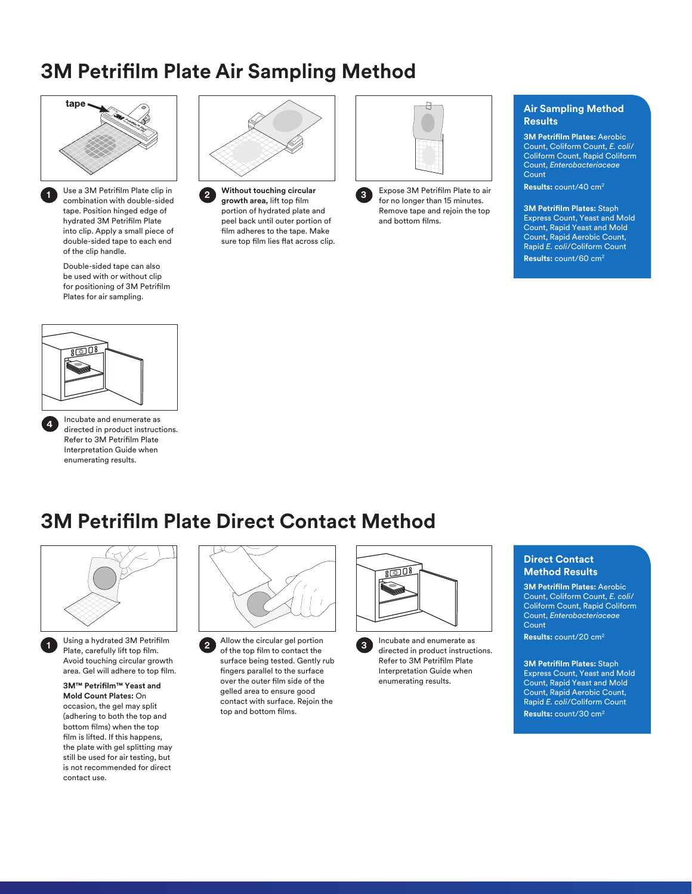# 3M Petrifilm Plate Air Sampling Method

tape

1. Use a 3M Petrifilm Plate clip in combination with double-sided tape. Position hinged edge of hydrated 3M Petrifilm Plate into clip. Apply a small piece of double-sided tape to each end of the clip handle.

   Double-sided tape can also be used with or without clip for positioning of 3M Petrifilm Plates for air sampling.

2. **Without touching circular growth area,** lift top film portion of hydrated plate and peel back until outer portion of film adheres to the tape. Make sure top film lies flat across clip.

3. Expose 3M Petrifilm Plate to air for no longer than 15 minutes. Remove tape and rejoin the top and bottom films.

4. Incubate and enumerate as directed in product instructions. Refer to 3M Petrifilm Plate Interpretation Guide when enumerating results.

### Air Sampling Method Results

**3M Petrifilm Plates:** Aerobic Count, Coliform Count, *E. coli*/Coliform Count, Rapid Coliform Count, *Enterobacteriaceae* Count

**Results:** count/40 cm$^2$

**3M Petrifilm Plates:** Staph Express Count, Yeast and Mold Count, Rapid Yeast and Mold Count, Rapid Aerobic Count, Rapid *E. coli*/Coliform Count

**Results:** count/60 cm$^2$

# 3M Petrifilm Plate Direct Contact Method

1. Using a hydrated 3M Petrifilm Plate, carefully lift top film. Avoid touching circular growth area. Gel will adhere to top film.

   **3M™ Petrifilm™ Yeast and Mold Count Plates:** On occasion, the gel may split (adhering to both the top and bottom films) when the top film is lifted. If this happens, the plate with gel splitting may still be used for air testing, but is not recommended for direct contact use.

2. Allow the circular gel portion of the top film to contact the surface being tested. Gently rub fingers parallel to the surface over the outer film side of the gelled area to ensure good contact with surface. Rejoin the top and bottom films.

3. Incubate and enumerate as directed in product instructions. Refer to 3M Petrifilm Plate Interpretation Guide when enumerating results.

### Direct Contact Method Results

**3M Petrifilm Plates:** Aerobic Count, Coliform Count, *E. coli*/Coliform Count, Rapid Coliform Count, *Enterobacteriaceae* Count

**Results:** count/20 cm$^2$

**3M Petrifilm Plates:** Staph Express Count, Yeast and Mold Count, Rapid Yeast and Mold Count, Rapid Aerobic Count, Rapid *E. coli*/Coliform Count

**Results:** count/30 cm$^2$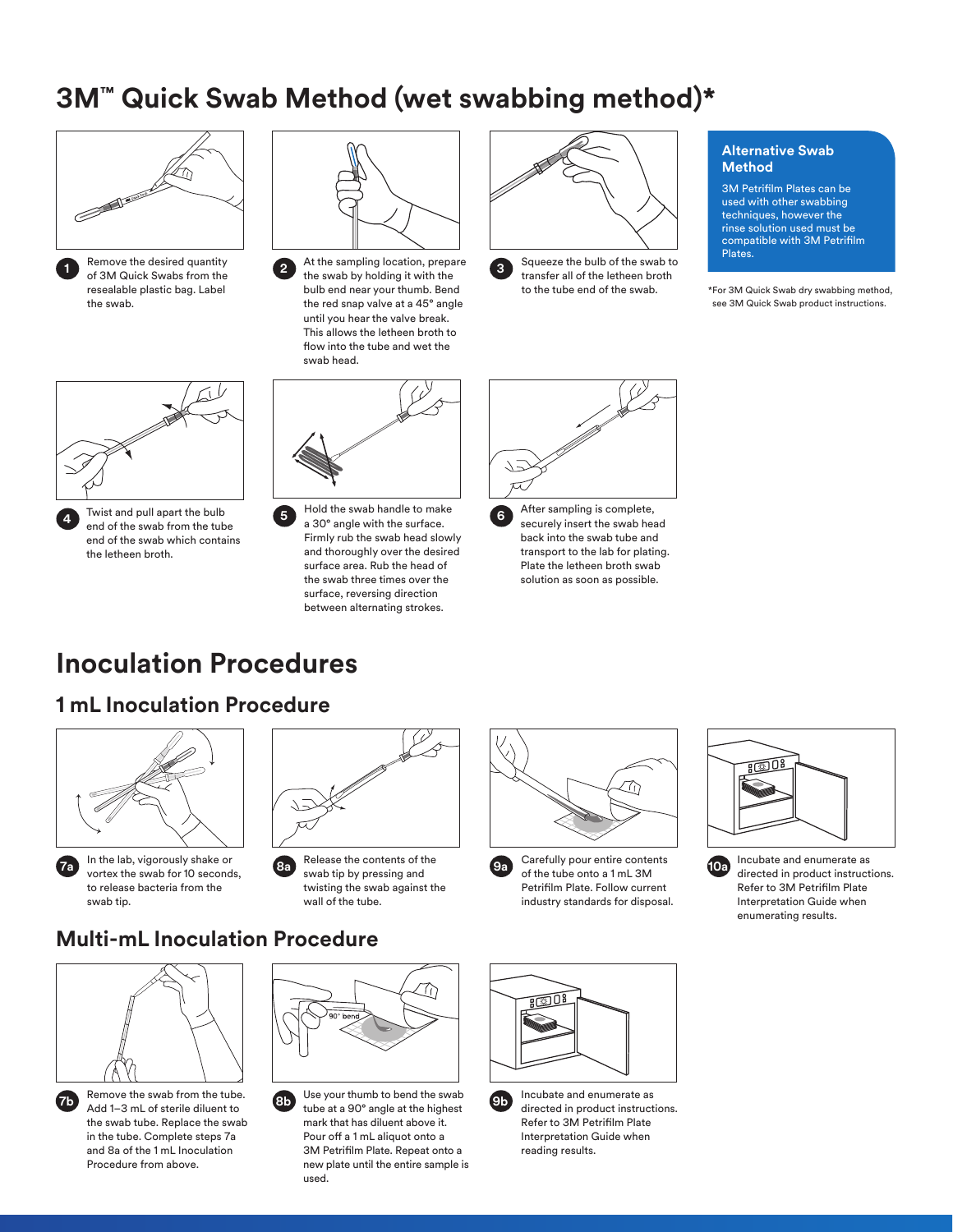# 3M™ Quick Swab Method (wet swabbing method)*

1. Remove the desired quantity of 3M Quick Swabs from the resealable plastic bag. Label the swab.
2. At the sampling location, prepare the swab by holding it with the bulb end near your thumb. Bend the red snap valve at a 45° angle until you hear the valve break. This allows the letheen broth to flow into the tube and wet the swab head.
3. Squeeze the bulb of the swab to transfer all of the letheen broth to the tube end of the swab.
4. Twist and pull apart the bulb end of the swab from the tube end of the swab which contains the letheen broth.
5. Hold the swab handle to make a 30° angle with the surface. Firmly rub the swab head slowly and thoroughly over the desired surface area. Rub the head of the swab three times over the surface, reversing direction between alternating strokes.
6. After sampling is complete, securely insert the swab head back into the swab tube and transport to the lab for plating. Plate the letheen broth swab solution as soon as possible.

**Alternative Swab Method**

3M Petrifilm Plates can be used with other swabbing techniques, however the rinse solution used must be compatible with 3M Petrifilm Plates.

*For 3M Quick Swab dry swabbing method, see 3M Quick Swab product instructions.

# Inoculation Procedures

## 1 mL Inoculation Procedure

**7a** In the lab, vigorously shake or vortex the swab for 10 seconds, to release bacteria from the swab tip.

**8a** Release the contents of the swab tip by pressing and twisting the swab against the wall of the tube.

**9a** Carefully pour entire contents of the tube onto a 1 mL 3M Petrifilm Plate. Follow current industry standards for disposal.

**10a** Incubate and enumerate as directed in product instructions. Refer to 3M Petrifilm Plate Interpretation Guide when enumerating results.

## Multi-mL Inoculation Procedure

**7b** Remove the swab from the tube. Add 1–3 mL of sterile diluent to the swab tube. Replace the swab in the tube. Complete steps 7a and 8a of the 1 mL Inoculation Procedure from above.

**8b** Use your thumb to bend the swab tube at a 90° angle at the highest mark that has diluent above it. Pour off a 1 mL aliquot onto a 3M Petrifilm Plate. Repeat onto a new plate until the entire sample is used.

**9b** Incubate and enumerate as directed in product instructions. Refer to 3M Petrifilm Plate Interpretation Guide when reading results.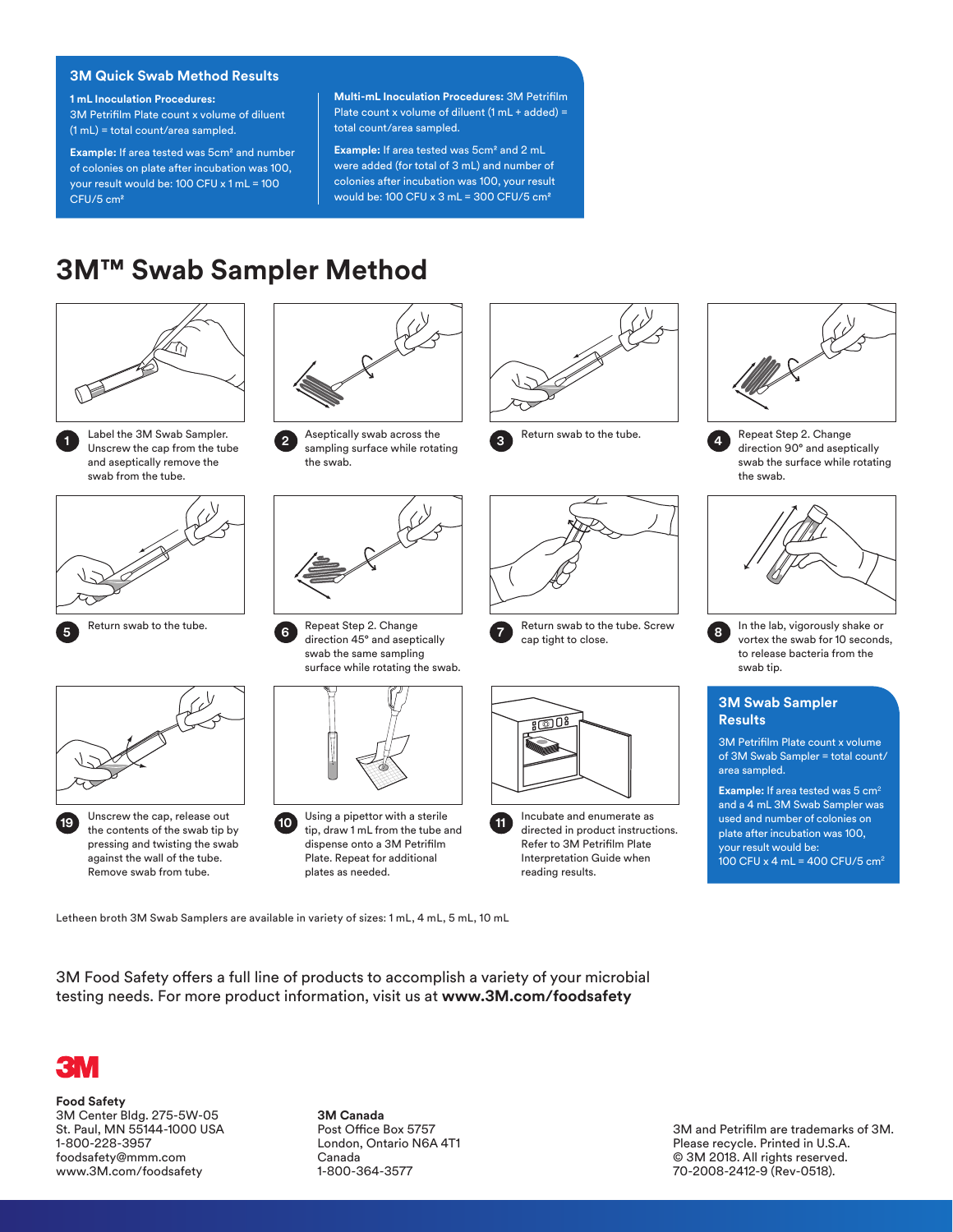### 3M Quick Swab Method Results

**1 mL Inoculation Procedures:**
3M Petrifilm Plate count x volume of diluent (1 mL) = total count/area sampled.

**Example:** If area tested was 5cm² and number of colonies on plate after incubation was 100, your result would be: 100 CFU x 1 mL = 100 CFU/5 cm²

**Multi-mL Inoculation Procedures:** 3M Petrifilm Plate count x volume of diluent (1 mL + added) = total count/area sampled.

**Example:** If area tested was 5cm² and 2 mL were added (for total of 3 mL) and number of colonies after incubation was 100, your result would be: 100 CFU x 3 mL = 300 CFU/5 cm²

# 3M™ Swab Sampler Method

1. Label the 3M Swab Sampler. Unscrew the cap from the tube and aseptically remove the swab from the tube.
2. Aseptically swab across the sampling surface while rotating the swab.
3. Return swab to the tube.
4. Repeat Step 2. Change direction 90° and aseptically swab the surface while rotating the swab.
5. Return swab to the tube.
6. Repeat Step 2. Change direction 45° and aseptically swab the same sampling surface while rotating the swab.
7. Return swab to the tube. Screw cap tight to close.
8. In the lab, vigorously shake or vortex the swab for 10 seconds, to release bacteria from the swab tip.
19. Unscrew the cap, release out the contents of the swab tip by pressing and twisting the swab against the wall of the tube. Remove swab from tube.
10. Using a pipettor with a sterile tip, draw 1 mL from the tube and dispense onto a 3M Petrifilm Plate. Repeat for additional plates as needed.
11. Incubate and enumerate as directed in product instructions. Refer to 3M Petrifilm Plate Interpretation Guide when reading results.

### 3M Swab Sampler Results

3M Petrifilm Plate count x volume of 3M Swab Sampler = total count/area sampled.

**Example:** If area tested was 5 cm² and a 4 mL 3M Swab Sampler was used and number of colonies on plate after incubation was 100, your result would be:
100 CFU x 4 mL = 400 CFU/5 cm²

Letheen broth 3M Swab Samplers are available in variety of sizes: 1 mL, 4 mL, 5 mL, 10 mL

3M Food Safety offers a full line of products to accomplish a variety of your microbial testing needs. For more product information, visit us at **www.3M.com/foodsafety**

**Food Safety**
3M Center Bldg. 275-5W-05
St. Paul, MN 55144-1000 USA
1-800-228-3957
foodsafety@mmm.com
www.3M.com/foodsafety

**3M Canada**
Post Office Box 5757
London, Ontario N6A 4T1
Canada
1-800-364-3577

3M and Petrifilm are trademarks of 3M.
Please recycle. Printed in U.S.A.
© 3M 2018. All rights reserved.
70-2008-2412-9 (Rev-0518).